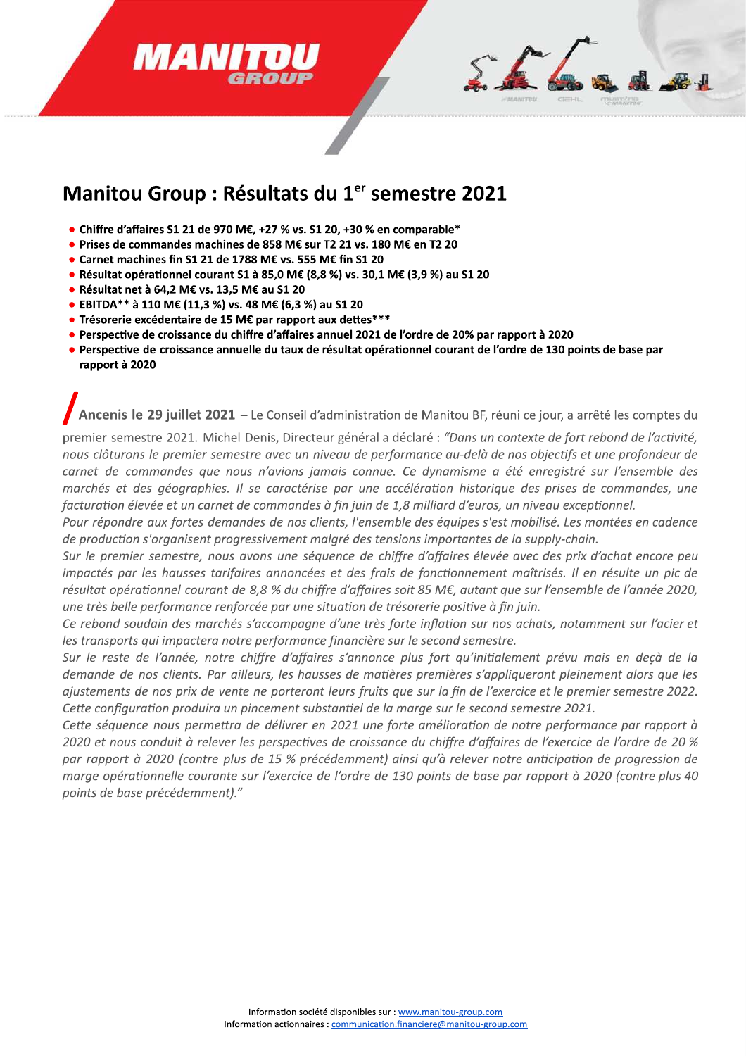# Manitou Group : Résultats du 1er semestre 2021

- **Chiffre d'affaires S1 21 de 970 M€, +27 % vs. S1 20, +30 % en comparable***
- **Prises de commandes machines de 858 M€ sur T2 21 vs. 180 M€ en T2 20**
- **Carnet machines fin S1 21 de 1788 M€ vs. 555 M€ fin S1 20**
- **Résultat opérationnel courant S1 à 85,0 M€ (8,8 %) vs. 30,1 M€ (3,9 %) au S1 20**
- **Résultat net à 64,2 M€ vs. 13,5 M€ au S1 20**
- **EBITDA** à 110 M€ (11,3 %) vs. 48 M€ (6,3 %) au S1 20**
- **Trésorerie excédentaire de 15 M€ par rapport aux dettes*****
- **Perspective de croissance du chiffre d'affaires annuel 2021 de l'ordre de 20% par rapport à 2020**
- **Perspective de croissance annuelle du taux de résultat opérationnel courant de l'ordre de 130 points de base par rapport à 2020**

**Ancenis le 29 juillet 2021** – Le Conseil d'administration de Manitou BF, réuni ce jour, a arrêté les comptes du premier semestre 2021. Michel Denis, Directeur général a déclaré : *"Dans un contexte de fort rebond de l'activité, nous clôturons le premier semestre avec un niveau de performance au-delà de nos objectifs et une profondeur de carnet de commandes que nous n'avions jamais connue. Ce dynamisme a été enregistré sur l'ensemble des marchés et des géographies. Il se caractérise par une accélération historique des prises de commandes, une facturation élevée et un carnet de commandes à fin juin de 1,8 milliard d'euros, un niveau exceptionnel.*
*Pour répondre aux fortes demandes de nos clients, l'ensemble des équipes s'est mobilisé. Les montées en cadence de production s'organisent progressivement malgré des tensions importantes de la supply-chain.*
*Sur le premier semestre, nous avons une séquence de chiffre d'affaires élevée avec des prix d'achat encore peu impactés par les hausses tarifaires annoncées et des frais de fonctionnement maîtrisés. Il en résulte un pic de résultat opérationnel courant de 8,8 % du chiffre d'affaires soit 85 M€, autant que sur l'ensemble de l'année 2020, une très belle performance renforcée par une situation de trésorerie positive à fin juin.*
*Ce rebond soudain des marchés s'accompagne d'une très forte inflation sur nos achats, notamment sur l'acier et les transports qui impactera notre performance financière sur le second semestre.*
*Sur le reste de l'année, notre chiffre d'affaires s'annonce plus fort qu'initialement prévu mais en deçà de la demande de nos clients. Par ailleurs, les hausses de matières premières s'appliqueront pleinement alors que les ajustements de nos prix de vente ne porteront leurs fruits que sur la fin de l'exercice et le premier semestre 2022. Cette configuration produira un pincement substantiel de la marge sur le second semestre 2021.*
*Cette séquence nous permettra de délivrer en 2021 une forte amélioration de notre performance par rapport à 2020 et nous conduit à relever les perspectives de croissance du chiffre d'affaires de l'exercice de l'ordre de 20 % par rapport à 2020 (contre plus de 15 % précédemment) ainsi qu'à relever notre anticipation de progression de marge opérationnelle courante sur l'exercice de l'ordre de 130 points de base par rapport à 2020 (contre plus 40 points de base précédemment)."*

Information société disponibles sur : www.manitou-group.com
Information actionnaires : communication.financiere@manitou-group.com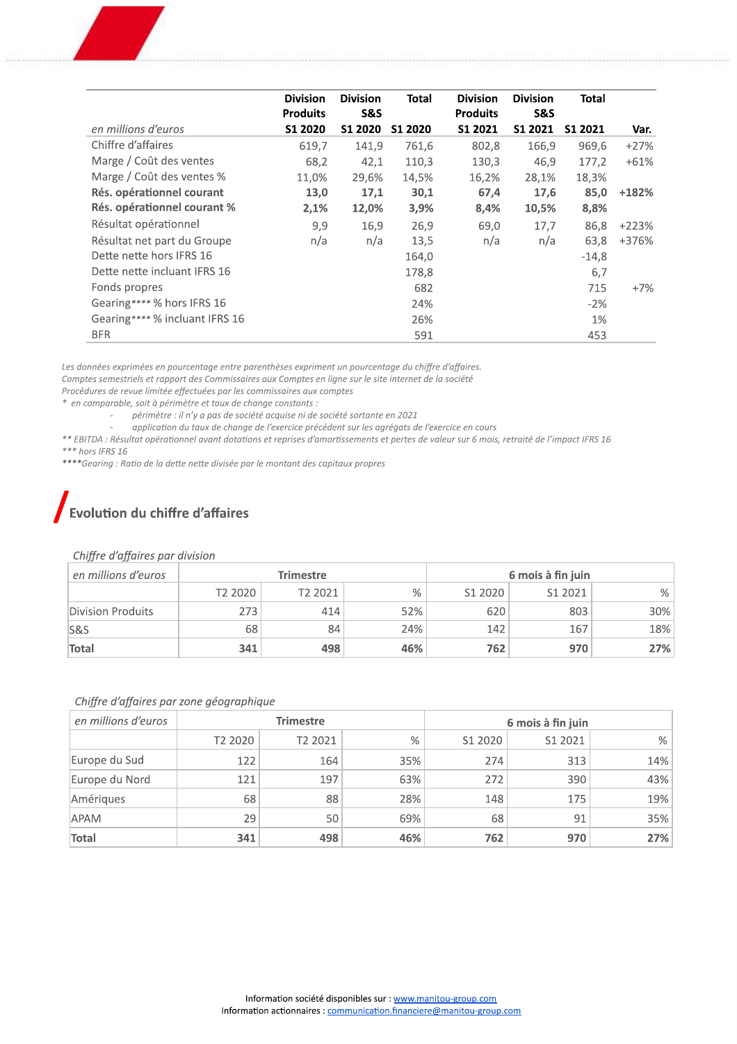| en millions d'euros | Division Produits S1 2020 | Division S&S S1 2020 | Total S1 2020 | Division Produits S1 2021 | Division S&S S1 2021 | Total S1 2021 | Var. |
|---|---|---|---|---|---|---|---|
| Chiffre d'affaires | 619,7 | 141,9 | 761,6 | 802,8 | 166,9 | 969,6 | +27% |
| Marge / Coût des ventes | 68,2 | 42,1 | 110,3 | 130,3 | 46,9 | 177,2 | +61% |
| Marge / Coût des ventes % | 11,0% | 29,6% | 14,5% | 16,2% | 28,1% | 18,3% | |
| **Rés. opérationnel courant** | **13,0** | **17,1** | **30,1** | **67,4** | **17,6** | **85,0** | **+182%** |
| **Rés. opérationnel courant %** | **2,1%** | **12,0%** | **3,9%** | **8,4%** | **10,5%** | **8,8%** | |
| Résultat opérationnel | 9,9 | 16,9 | 26,9 | 69,0 | 17,7 | 86,8 | +223% |
| Résultat net part du Groupe | n/a | n/a | 13,5 | n/a | n/a | 63,8 | +376% |
| Dette nette hors IFRS 16 | | | 164,0 | | | -14,8 | |
| Dette nette incluant IFRS 16 | | | 178,8 | | | 6,7 | |
| Fonds propres | | | 682 | | | 715 | +7% |
| Gearing**** % hors IFRS 16 | | | 24% | | | -2% | |
| Gearing**** % incluant IFRS 16 | | | 26% | | | 1% | |
| BFR | | | 591 | | | 453 | |

*Les données exprimées en pourcentage entre parenthèses expriment un pourcentage du chiffre d'affaires.*
*Comptes semestriels et rapport des Commissaires aux Comptes en ligne sur le site internet de la société*
*Procédures de revue limitée effectuées par les commissaires aux comptes*
*\* en comparable, soit à périmètre et taux de change constants :*

- *périmètre : il n'y a pas de société acquise ni de société sortante en 2021*
- *application du taux de change de l'exercice précédent sur les agrégats de l'exercice en cours*

*\*\* EBITDA : Résultat opérationnel avant dotations et reprises d'amortissements et pertes de valeur sur 6 mois, retraité de l'impact IFRS 16*
*\*\*\* hors IFRS 16*
*\*\*\*\*Gearing : Ratio de la dette nette divisée par le montant des capitaux propres*

## Evolution du chiffre d'affaires

*Chiffre d'affaires par division*

| *en millions d'euros* | Trimestre | | | 6 mois à fin juin | | |
|---|---|---|---|---|---|---|
| | T2 2020 | T2 2021 | % | S1 2020 | S1 2021 | % |
| Division Produits | 273 | 414 | 52% | 620 | 803 | 30% |
| S&S | 68 | 84 | 24% | 142 | 167 | 18% |
| **Total** | **341** | **498** | **46%** | **762** | **970** | **27%** |

*Chiffre d'affaires par zone géographique*

| *en millions d'euros* | Trimestre | | | 6 mois à fin juin | | |
|---|---|---|---|---|---|---|
| | T2 2020 | T2 2021 | % | S1 2020 | S1 2021 | % |
| Europe du Sud | 122 | 164 | 35% | 274 | 313 | 14% |
| Europe du Nord | 121 | 197 | 63% | 272 | 390 | 43% |
| Amériques | 68 | 88 | 28% | 148 | 175 | 19% |
| APAM | 29 | 50 | 69% | 68 | 91 | 35% |
| **Total** | **341** | **498** | **46%** | **762** | **970** | **27%** |

Information société disponibles sur : www.manitou-group.com
Information actionnaires : communication.financiere@manitou-group.com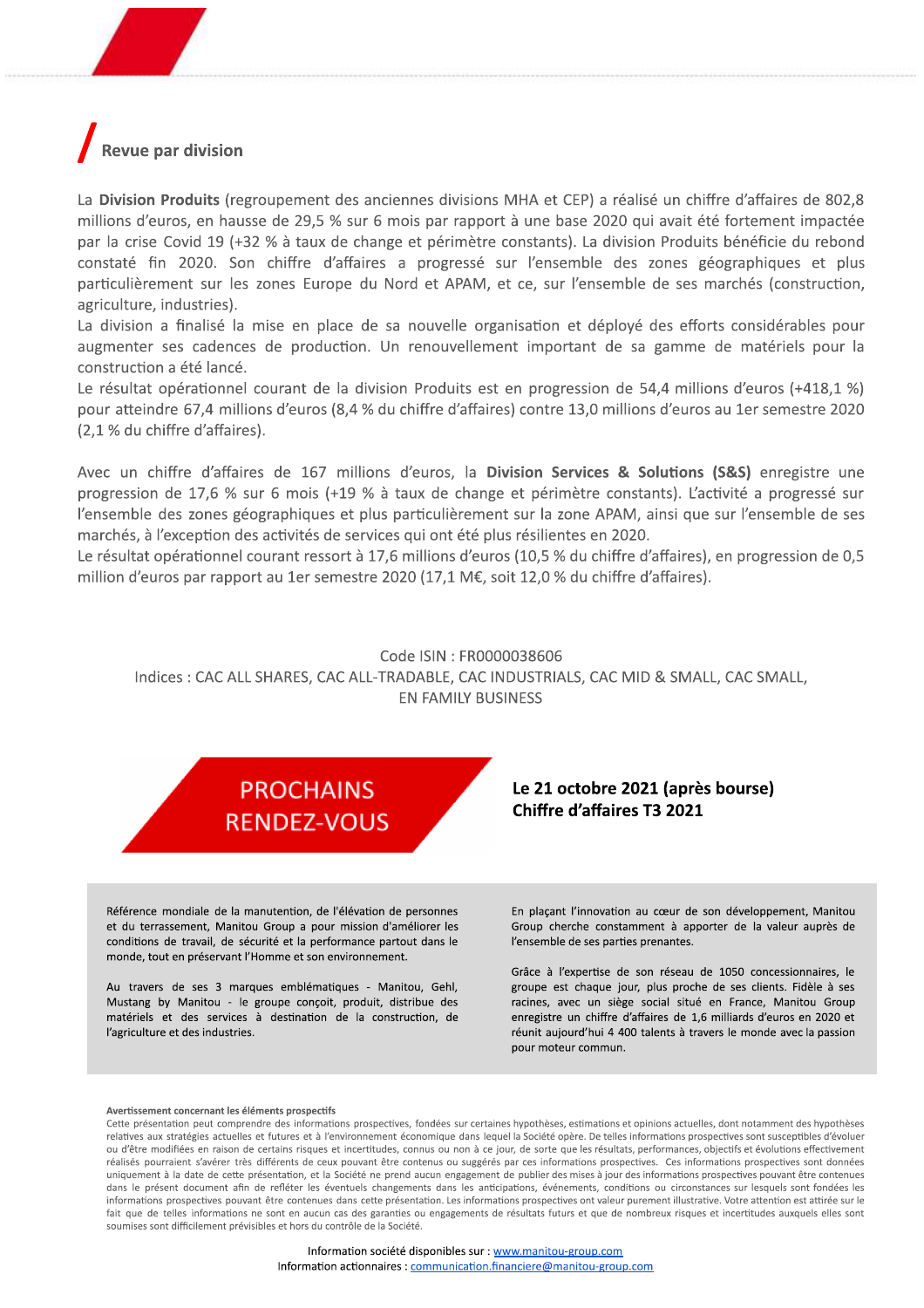## Revue par division

La **Division Produits** (regroupement des anciennes divisions MHA et CEP) a réalisé un chiffre d'affaires de 802,8 millions d'euros, en hausse de 29,5 % sur 6 mois par rapport à une base 2020 qui avait été fortement impactée par la crise Covid 19 (+32 % à taux de change et périmètre constants). La division Produits bénéficie du rebond constaté fin 2020. Son chiffre d'affaires a progressé sur l'ensemble des zones géographiques et plus particulièrement sur les zones Europe du Nord et APAM, et ce, sur l'ensemble de ses marchés (construction, agriculture, industries).
La division a finalisé la mise en place de sa nouvelle organisation et déployé des efforts considérables pour augmenter ses cadences de production. Un renouvellement important de sa gamme de matériels pour la construction a été lancé.
Le résultat opérationnel courant de la division Produits est en progression de 54,4 millions d'euros (+418,1 %) pour atteindre 67,4 millions d'euros (8,4 % du chiffre d'affaires) contre 13,0 millions d'euros au 1er semestre 2020 (2,1 % du chiffre d'affaires).

Avec un chiffre d'affaires de 167 millions d'euros, la **Division Services & Solutions (S&S)** enregistre une progression de 17,6 % sur 6 mois (+19 % à taux de change et périmètre constants). L'activité a progressé sur l'ensemble des zones géographiques et plus particulièrement sur la zone APAM, ainsi que sur l'ensemble de ses marchés, à l'exception des activités de services qui ont été plus résilientes en 2020.
Le résultat opérationnel courant ressort à 17,6 millions d'euros (10,5 % du chiffre d'affaires), en progression de 0,5 million d'euros par rapport au 1er semestre 2020 (17,1 M€, soit 12,0 % du chiffre d'affaires).

Code ISIN : FR0000038606
Indices : CAC ALL SHARES, CAC ALL-TRADABLE, CAC INDUSTRIALS, CAC MID & SMALL, CAC SMALL, EN FAMILY BUSINESS

PROCHAINS RENDEZ-VOUS

**Le 21 octobre 2021 (après bourse)**
**Chiffre d'affaires T3 2021**

Référence mondiale de la manutention, de l'élévation de personnes et du terrassement, Manitou Group a pour mission d'améliorer les conditions de travail, de sécurité et la performance partout dans le monde, tout en préservant l'Homme et son environnement.

Au travers de ses 3 marques emblématiques - Manitou, Gehl, Mustang by Manitou - le groupe conçoit, produit, distribue des matériels et des services à destination de la construction, de l'agriculture et des industries.

En plaçant l'innovation au cœur de son développement, Manitou Group cherche constamment à apporter de la valeur auprès de l'ensemble de ses parties prenantes.

Grâce à l'expertise de son réseau de 1050 concessionnaires, le groupe est chaque jour, plus proche de ses clients. Fidèle à ses racines, avec un siège social situé en France, Manitou Group enregistre un chiffre d'affaires de 1,6 milliards d'euros en 2020 et réunit aujourd'hui 4 400 talents à travers le monde avec la passion pour moteur commun.

**Avertissement concernant les éléments prospectifs**
Cette présentation peut comprendre des informations prospectives, fondées sur certaines hypothèses, estimations et opinions actuelles, dont notamment des hypothèses relatives aux stratégies actuelles et futures et à l'environnement économique dans lequel la Société opère. De telles informations prospectives sont susceptibles d'évoluer ou d'être modifiées en raison de certains risques et incertitudes, connus ou non à ce jour, de sorte que les résultats, performances, objectifs et évolutions effectivement réalisés pourraient s'avérer très différents de ceux pouvant être contenus ou suggérés par ces informations prospectives. Ces informations prospectives sont données uniquement à la date de cette présentation, et la Société ne prend aucun engagement de publier des mises à jour des informations prospectives pouvant être contenues dans le présent document afin de refléter les éventuels changements dans les anticipations, événements, conditions ou circonstances sur lesquels sont fondées les informations prospectives pouvant être contenues dans cette présentation. Les informations prospectives ont valeur purement illustrative. Votre attention est attirée sur le fait que de telles informations ne sont en aucun cas des garanties ou engagements de résultats futurs et que de nombreux risques et incertitudes auxquels elles sont soumises sont difficilement prévisibles et hors du contrôle de la Société.

Information société disponibles sur : www.manitou-group.com
Information actionnaires : communication.financiere@manitou-group.com